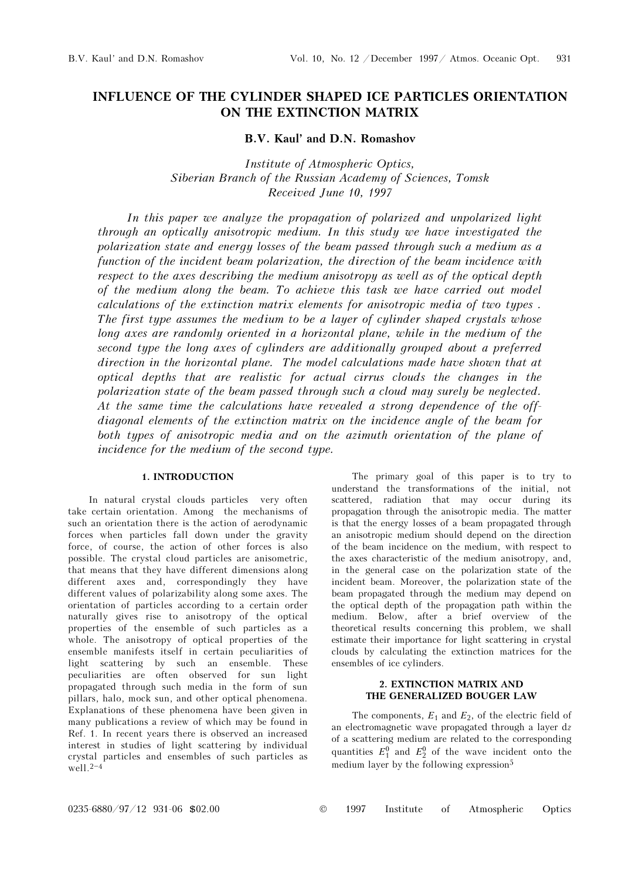# INFLUENCE OF THE CYLINDER SHAPED ICE PARTICLES ORIENTATION ON THE EXTINCTION MATRIX

**B.V. Kaul' and D.N. Romashov**

*Institute of Atmospheric Optics,*
*Siberian Branch of the Russian Academy of Sciences, Tomsk*
*Received June 10, 1997*

*In this paper we analyze the propagation of polarized and unpolarized light through an optically anisotropic medium. In this study we have investigated the polarization state and energy losses of the beam passed through such a medium as a function of the incident beam polarization, the direction of the beam incidence with respect to the axes describing the medium anisotropy as well as of the optical depth of the medium along the beam. To achieve this task we have carried out model calculations of the extinction matrix elements for anisotropic media of two types. The first type assumes the medium to be a layer of cylinder shaped crystals whose long axes are randomly oriented in a horizontal plane, while in the medium of the second type the long axes of cylinders are additionally grouped about a preferred direction in the horizontal plane. The model calculations made have shown that at optical depths that are realistic for actual cirrus clouds the changes in the polarization state of the beam passed through such a cloud may surely be neglected. At the same time the calculations have revealed a strong dependence of the off-diagonal elements of the extinction matrix on the incidence angle of the beam for both types of anisotropic media and on the azimuth orientation of the plane of incidence for the medium of the second type.*

## 1. INTRODUCTION

In natural crystal clouds particles very often take certain orientation. Among the mechanisms of such an orientation there is the action of aerodynamic forces when particles fall down under the gravity force, of course, the action of other forces is also possible. The crystal cloud particles are anisometric, that means that they have different dimensions along different axes and, correspondingly they have different values of polarizability along some axes. The orientation of particles according to a certain order naturally gives rise to anisotropy of the optical properties of the ensemble of such particles as a whole. The anisotropy of optical properties of the ensemble manifests itself in certain peculiarities of light scattering by such an ensemble. These peculiarities are often observed for sun light propagated through such media in the form of sun pillars, halo, mock sun, and other optical phenomena. Explanations of these phenomena have been given in many publications a review of which may be found in Ref. 1. In recent years there is observed an increased interest in studies of light scattering by individual crystal particles and ensembles of such particles as well.[2–4]

The primary goal of this paper is to try to understand the transformations of the initial, not scattered, radiation that may occur during its propagation through the anisotropic media. The matter is that the energy losses of a beam propagated through an anisotropic medium should depend on the direction of the beam incidence on the medium, with respect to the axes characteristic of the medium anisotropy, and, in the general case on the polarization state of the incident beam. Moreover, the polarization state of the beam propagated through the medium may depend on the optical depth of the propagation path within the medium. Below, after a brief overview of the theoretical results concerning this problem, we shall estimate their importance for light scattering in crystal clouds by calculating the extinction matrices for the ensembles of ice cylinders.

## 2. EXTINCTION MATRIX AND THE GENERALIZED BOUGER LAW

The components, $E_1$ and $E_2$, of the electric field of an electromagnetic wave propagated through a layer $dz$ of a scattering medium are related to the corresponding quantities $E_1^0$ and $E_2^0$ of the wave incident onto the medium layer by the following expression[5]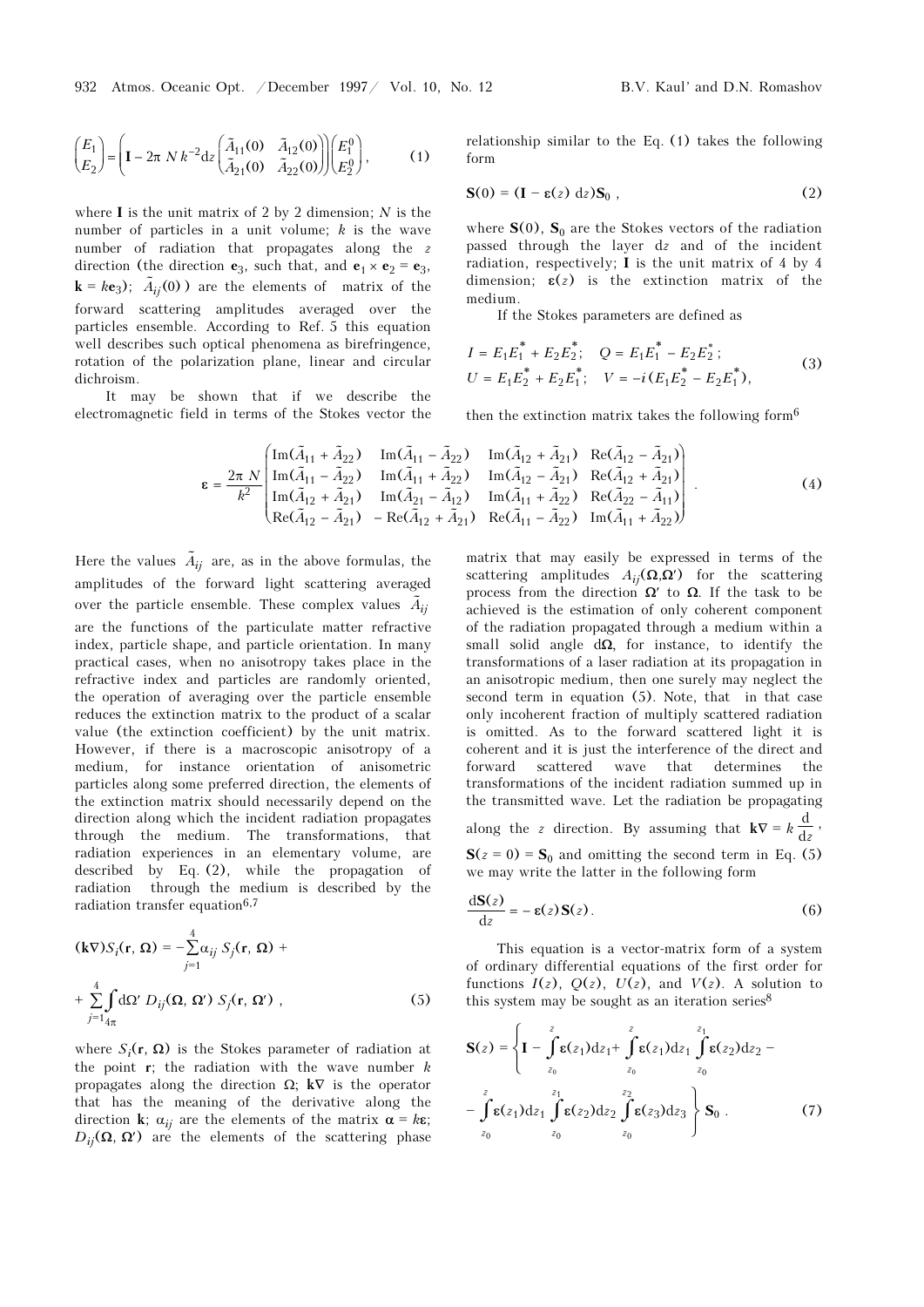$$\begin{pmatrix} E_1 \\ E_2 \end{pmatrix} = \left( \mathbf{I} - 2\pi\, N\, k^{-2} \mathrm{d}z \begin{pmatrix} \tilde{A}_{11}(0) & \tilde{A}_{12}(0) \\ \tilde{A}_{21}(0) & \tilde{A}_{22}(0) \end{pmatrix} \right) \begin{pmatrix} E_1^0 \\ E_2^0 \end{pmatrix}, \qquad (1)$$

where $\mathbf{I}$ is the unit matrix of 2 by 2 dimension; $N$ is the number of particles in a unit volume; $k$ is the wave number of radiation that propagates along the $z$ direction (the direction $\mathbf{e}_3$, such that, and $\mathbf{e}_1 \times \mathbf{e}_2 = \mathbf{e}_3$, $\mathbf{k} = k\mathbf{e}_3$); $\tilde{A}_{ij}(0)$ ) are the elements of matrix of the forward scattering amplitudes averaged over the particles ensemble. According to Ref. 5 this equation well describes such optical phenomena as birefringence, rotation of the polarization plane, linear and circular dichroism.

It may be shown that if we describe the electromagnetic field in terms of the Stokes vector the relationship similar to the Eq. (1) takes the following form

$$\mathbf{S}(0) = (\mathbf{I} - \boldsymbol{\varepsilon}(z)\ \mathrm{d}z)\mathbf{S}_0\ , \qquad (2)$$

where $\mathbf{S}(0)$, $\mathbf{S}_0$ are the Stokes vectors of the radiation passed through the layer $\mathrm{d}z$ and of the incident radiation, respectively; $\mathbf{I}$ is the unit matrix of 4 by 4 dimension; $\boldsymbol{\varepsilon}(z)$ is the extinction matrix of the medium.

If the Stokes parameters are defined as

$$\begin{aligned} I &= E_1 E_1^* + E_2 E_2^*; \quad Q = E_1 E_1^* - E_2 E_2^*; \\ U &= E_1 E_2^* + E_2 E_1^*; \quad V = -i(E_1 E_2^* - E_2 E_1^*), \end{aligned} \qquad (3)$$

then the extinction matrix takes the following form[6]

$$\boldsymbol{\varepsilon} = \frac{2\pi\, N}{k^2} \begin{pmatrix} \mathrm{Im}(\tilde{A}_{11} + \tilde{A}_{22}) & \mathrm{Im}(\tilde{A}_{11} - \tilde{A}_{22}) & \mathrm{Im}(\tilde{A}_{12} + \tilde{A}_{21}) & \mathrm{Re}(\tilde{A}_{12} - \tilde{A}_{21}) \\ \mathrm{Im}(\tilde{A}_{11} - \tilde{A}_{22}) & \mathrm{Im}(\tilde{A}_{11} + \tilde{A}_{22}) & \mathrm{Im}(\tilde{A}_{12} - \tilde{A}_{21}) & \mathrm{Re}(\tilde{A}_{12} + \tilde{A}_{21}) \\ \mathrm{Im}(\tilde{A}_{12} + \tilde{A}_{21}) & \mathrm{Im}(\tilde{A}_{21} - \tilde{A}_{12}) & \mathrm{Im}(\tilde{A}_{11} + \tilde{A}_{22}) & \mathrm{Re}(\tilde{A}_{22} - \tilde{A}_{11}) \\ \mathrm{Re}(\tilde{A}_{12} - \tilde{A}_{21}) & -\mathrm{Re}(\tilde{A}_{12} + \tilde{A}_{21}) & \mathrm{Re}(\tilde{A}_{11} - \tilde{A}_{22}) & \mathrm{Im}(\tilde{A}_{11} + \tilde{A}_{22}) \end{pmatrix}. \qquad (4)$$

Here the values $\tilde{A}_{ij}$ are, as in the above formulas, the amplitudes of the forward light scattering averaged over the particle ensemble. These complex values $\tilde{A}_{ij}$ are the functions of the particulate matter refractive index, particle shape, and particle orientation. In many practical cases, when no anisotropy takes place in the refractive index and particles are randomly oriented, the operation of averaging over the particle ensemble reduces the extinction matrix to the product of a scalar value (the extinction coefficient) by the unit matrix. However, if there is a macroscopic anisotropy of a medium, for instance orientation of anisometric particles along some preferred direction, the elements of the extinction matrix should necessarily depend on the direction along which the incident radiation propagates through the medium. The transformations, that radiation experiences in an elementary volume, are described by Eq. (2), while the propagation of radiation through the medium is described by the radiation transfer equation[6,7]

$$\begin{aligned} (\mathbf{k}\nabla) S_i(\mathbf{r}, \boldsymbol{\Omega}) &= -\sum_{j=1}^{4} \alpha_{ij}\, S_j(\mathbf{r}, \boldsymbol{\Omega}) + \\ &+ \sum_{j=1}^{4} \int_{4\pi} \mathrm{d}\Omega'\, D_{ij}(\boldsymbol{\Omega}, \boldsymbol{\Omega}')\, S_j(\mathbf{r}, \boldsymbol{\Omega}')\ , \end{aligned} \qquad (5)$$

where $S_i(\mathbf{r}, \boldsymbol{\Omega})$ is the Stokes parameter of radiation at the point $\mathbf{r}$; the radiation with the wave number $k$ propagates along the direction $\Omega$; $\mathbf{k}\nabla$ is the operator that has the meaning of the derivative along the direction $\mathbf{k}$; $\alpha_{ij}$ are the elements of the matrix $\boldsymbol{\alpha} = k\boldsymbol{\varepsilon}$; $D_{ij}(\boldsymbol{\Omega}, \boldsymbol{\Omega}')$ are the elements of the scattering phase matrix that may easily be expressed in terms of the scattering amplitudes $A_{ij}(\boldsymbol{\Omega},\boldsymbol{\Omega}')$ for the scattering process from the direction $\boldsymbol{\Omega}'$ to $\boldsymbol{\Omega}$. If the task to be achieved is the estimation of only coherent component of the radiation propagated through a medium within a small solid angle $\mathrm{d}\boldsymbol{\Omega}$, for instance, to identify the transformations of a laser radiation at its propagation in an anisotropic medium, then one surely may neglect the second term in equation (5). Note, that in that case only incoherent fraction of multiply scattered radiation is omitted. As to the forward scattered light it is coherent and it is just the interference of the direct and forward scattered wave that determines the transformations of the incident radiation summed up in the transmitted wave. Let the radiation be propagating along the $z$ direction. By assuming that $\mathbf{k}\nabla = k\dfrac{\mathrm{d}}{\mathrm{d}z}$, $\mathbf{S}(z = 0) = \mathbf{S}_0$ and omitting the second term in Eq. (5) we may write the latter in the following form

$$\frac{\mathrm{d}\mathbf{S}(z)}{\mathrm{d}z} = -\,\boldsymbol{\varepsilon}(z)\,\mathbf{S}(z). \qquad (6)$$

This equation is a vector-matrix form of a system of ordinary differential equations of the first order for functions $I(z)$, $Q(z)$, $U(z)$, and $V(z)$. A solution to this system may be sought as an iteration series[8]

$$\begin{aligned} \mathbf{S}(z) = \Bigg\{ \mathbf{I} &- \int_{z_0}^{z} \boldsymbol{\varepsilon}(z_1)\mathrm{d}z_1 + \int_{z_0}^{z} \boldsymbol{\varepsilon}(z_1)\mathrm{d}z_1 \int_{z_0}^{z_1} \boldsymbol{\varepsilon}(z_2)\mathrm{d}z_2 - \\ &- \int_{z_0}^{z} \boldsymbol{\varepsilon}(z_1)\mathrm{d}z_1 \int_{z_0}^{z_1} \boldsymbol{\varepsilon}(z_2)\mathrm{d}z_2 \int_{z_0}^{z_2} \boldsymbol{\varepsilon}(z_3)\mathrm{d}z_3 \Bigg\}\, \mathbf{S}_0\ . \end{aligned} \qquad (7)$$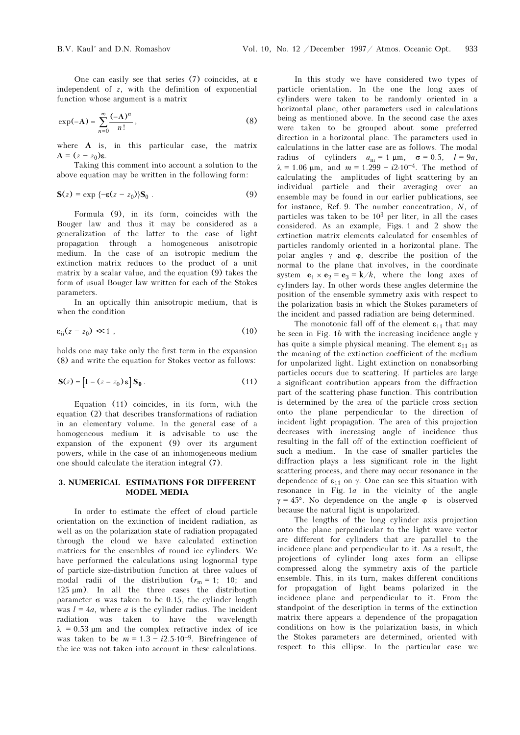One can easily see that series (7) coincides, at $\boldsymbol{\varepsilon}$ independent of $z$, with the definition of exponential function whose argument is a matrix

$$\exp(-\mathbf{A}) = \sum_{n=0}^{\infty} \frac{(-\mathbf{A})^n}{n!}, \tag{8}$$

where $\mathbf{A}$ is, in this particular case, the matrix $\mathbf{A} = (z - z_0)\boldsymbol{\varepsilon}$.

Taking this comment into account a solution to the above equation may be written in the following form:

$$\mathbf{S}(z) = \exp\{-\boldsymbol{\varepsilon}(z - z_0)\}\mathbf{S}_0 . \tag{9}$$

Formula (9), in its form, coincides with the Bouger law and thus it may be considered as a generalization of the latter to the case of light propagation through a homogeneous anisotropic medium. In the case of an isotropic medium the extinction matrix reduces to the product of a unit matrix by a scalar value, and the equation (9) takes the form of usual Bouger law written for each of the Stokes parameters.

In an optically thin anisotropic medium, that is when the condition

$$\varepsilon_{ii}(z - z_0) \ll 1 , \tag{10}$$

holds one may take only the first term in the expansion (8) and write the equation for Stokes vector as follows:

$$\mathbf{S}(z) = \left[\mathbf{I} - (z - z_0)\,\boldsymbol{\varepsilon}\right]\mathbf{S_0} . \tag{11}$$

Equation (11) coincides, in its form, with the equation (2) that describes transformations of radiation in an elementary volume. In the general case of a homogeneous medium it is advisable to use the expansion of the exponent (9) over its argument powers, while in the case of an inhomogeneous medium one should calculate the iteration integral (7).

## 3. NUMERICAL ESTIMATIONS FOR DIFFERENT MODEL MEDIA

In order to estimate the effect of cloud particle orientation on the extinction of incident radiation, as well as on the polarization state of radiation propagated through the cloud we have calculated extinction matrices for the ensembles of round ice cylinders. We have performed the calculations using lognormal type of particle size-distribution function at three values of modal radii of the distribution ($r_{\rm m}$ = 1; 10; and 125 μm). In all the three cases the distribution parameter $\sigma$ was taken to be 0.15, the cylinder length was $l = 4a$, where $a$ is the cylinder radius. The incident radiation was taken to have the wavelength $\lambda$ = 0.53 μm and the complex refractive index of ice was taken to be $m = 1.3 - i2.5\cdot10^{-9}$. Birefringence of the ice was not taken into account in these calculations.

In this study we have considered two types of particle orientation. In the one the long axes of cylinders were taken to be randomly oriented in a horizontal plane, other parameters used in calculations being as mentioned above. In the second case the axes were taken to be grouped about some preferred direction in a horizontal plane. The parameters used in calculations in the latter case are as follows. The modal radius of cylinders $a_{\rm m}$ = 1 μm, $\sigma$ = 0.5, $l = 9a$, $\lambda$ = 1.06 μm, and $m = 1.299 - i2\cdot10^{-4}$. The method of calculating the amplitudes of light scattering by an individual particle and their averaging over an ensemble may be found in our earlier publications, see for instance, Ref. 9. The number concentration, $N$, of particles was taken to be $10^3$ per liter, in all the cases considered. As an example, Figs. 1 and 2 show the extinction matrix elements calculated for ensembles of particles randomly oriented in a horizontal plane. The polar angles $\gamma$ and $\varphi$, describe the position of the normal to the plane that involves, in the coordinate system $\mathbf{e}_1 \times \mathbf{e}_2 = \mathbf{e}_3 = \mathbf{k}/k$, where the long axes of cylinders lay. In other words these angles determine the position of the ensemble symmetry axis with respect to the polarization basis in which the Stokes parameters of the incident and passed radiation are being determined.

The monotonic fall off of the element $\varepsilon_{11}$ that may be seen in Fig. 1*b* with the increasing incidence angle $\gamma$ has quite a simple physical meaning. The element $\varepsilon_{11}$ as the meaning of the extinction coefficient of the medium for unpolarized light. Light extinction on nonabsorbing particles occurs due to scattering. If particles are large a significant contribution appears from the diffraction part of the scattering phase function. This contribution is determined by the area of the particle cross section onto the plane perpendicular to the direction of incident light propagation. The area of this projection decreases with increasing angle of incidence thus resulting in the fall off of the extinction coefficient of such a medium. In the case of smaller particles the diffraction plays a less significant role in the light scattering process, and there may occur resonance in the dependence of $\varepsilon_{11}$ on $\gamma$. One can see this situation with resonance in Fig. 1*a* in the vicinity of the angle $\gamma = 45°$. No dependence on the angle $\varphi$ is observed because the natural light is unpolarized.

The lengths of the long cylinder axis projection onto the plane perpendicular to the light wave vector are different for cylinders that are parallel to the incidence plane and perpendicular to it. As a result, the projections of cylinder long axes form an ellipse compressed along the symmetry axis of the particle ensemble. This, in its turn, makes different conditions for propagation of light beams polarized in the incidence plane and perpendicular to it. From the standpoint of the description in terms of the extinction matrix there appears a dependence of the propagation conditions on how is the polarization basis, in which the Stokes parameters are determined, oriented with respect to this ellipse. In the particular case we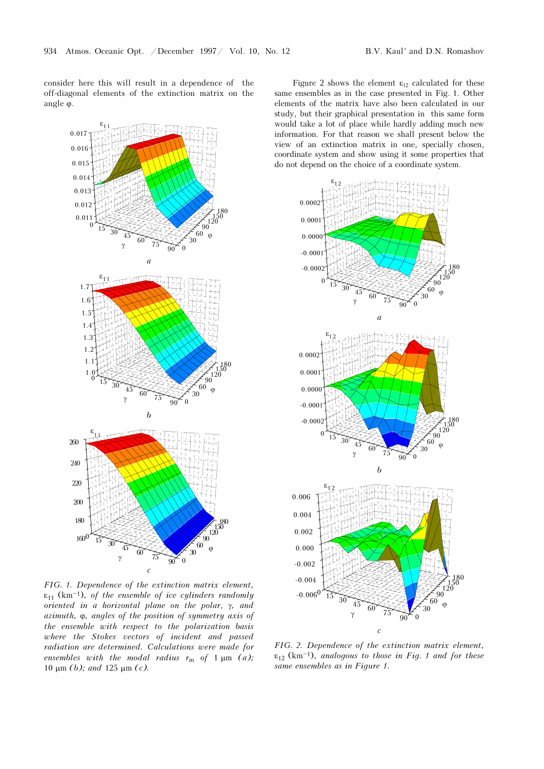consider here this will result in a dependence of the off-diagonal elements of the extinction matrix on the angle φ.

*FIG. 1. Dependence of the extinction matrix element, $\varepsilon_{11}$ (km$^{-1}$), of the ensemble of ice cylinders randomly oriented in a horizontal plane on the polar, γ, and azimuth, φ, angles of the position of symmetry axis of the ensemble with respect to the polarization basis where the Stokes vectors of incident and passed radiation are determined. Calculations were made for ensembles with the modal radius $r_m$ of 1 μm (a); 10 μm (b); and 125 μm (c).*

Figure 2 shows the element $\varepsilon_{12}$ calculated for these same ensembles as in the case presented in Fig. 1. Other elements of the matrix have also been calculated in our study, but their graphical presentation in this same form would take a lot of place while hardly adding much new information. For that reason we shall present below the view of an extinction matrix in one, specially chosen, coordinate system and show using it some properties that do not depend on the choice of a coordinate system.

*FIG. 2. Dependence of the extinction matrix element, $\varepsilon_{12}$ (km$^{-1}$), analogous to those in Fig. 1 and for these same ensembles as in Figure 1.*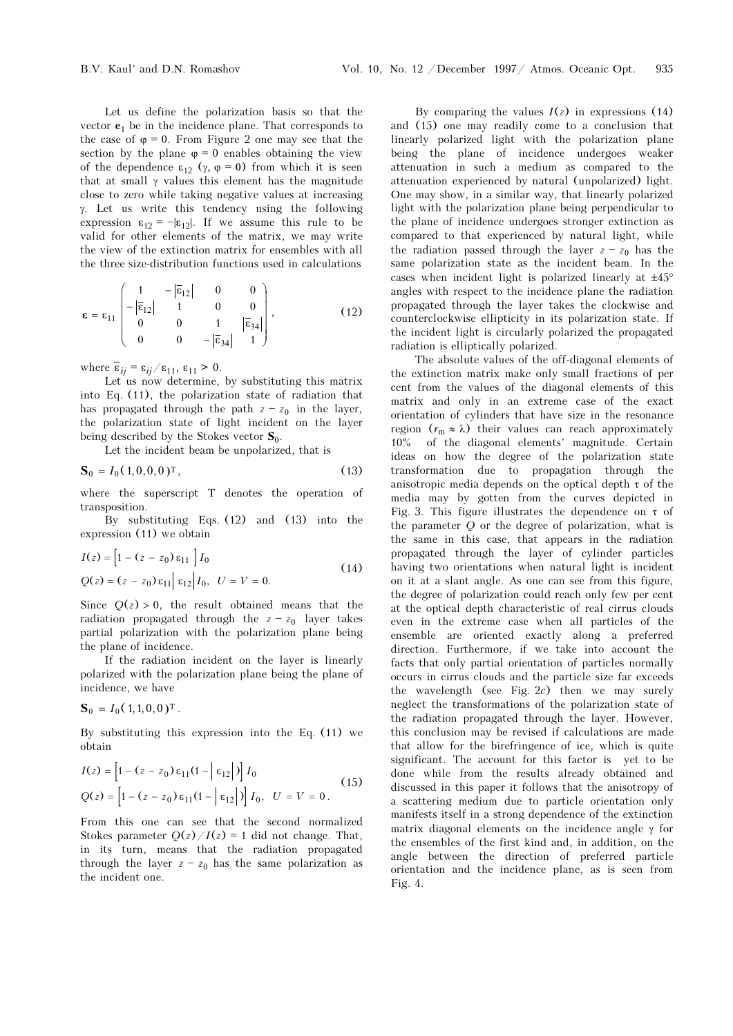Let us define the polarization basis so that the vector $\mathbf{e}_1$ be in the incidence plane. That corresponds to the case of $\varphi = 0$. From Figure 2 one may see that the section by the plane $\varphi = 0$ enables obtaining the view of the dependence $\varepsilon_{12}$ $(\gamma, \varphi = 0)$ from which it is seen that at small $\gamma$ values this element has the magnitude close to zero while taking negative values at increasing $\gamma$. Let us write this tendency using the following expression $\varepsilon_{12} = -|\varepsilon_{12}|$. If we assume this rule to be valid for other elements of the matrix, we may write the view of the extinction matrix for ensembles with all the three size-distribution functions used in calculations

$$\boldsymbol{\varepsilon} = \varepsilon_{11} \begin{pmatrix} 1 & -|\bar{\varepsilon}_{12}| & 0 & 0 \\ -|\bar{\varepsilon}_{12}| & 1 & 0 & 0 \\ 0 & 0 & 1 & |\bar{\varepsilon}_{34}| \\ 0 & 0 & -|\bar{\varepsilon}_{34}| & 1 \end{pmatrix}, \tag{12}$$

where $\bar{\varepsilon}_{ij} = \varepsilon_{ij}/\varepsilon_{11}$, $\varepsilon_{11} > 0$.

Let us now determine, by substituting this matrix into Eq. (11), the polarization state of radiation that has propagated through the path $z - z_0$ in the layer, the polarization state of light incident on the layer being described by the Stokes vector $\mathbf{S}_0$.

Let the incident beam be unpolarized, that is

$$\mathbf{S}_0 = I_0(1, 0, 0, 0)^{\mathrm{T}}, \tag{13}$$

where the superscript T denotes the operation of transposition.

By substituting Eqs. (12) and (13) into the expression (11) we obtain

$$\begin{aligned} I(z) &= \left[1 - (z - z_0)\,\varepsilon_{11}\right] I_0 \\ Q(z) &= (z - z_0)\,\varepsilon_{11} \left|\varepsilon_{12}\right| I_0, \;\; U = V = 0. \end{aligned} \tag{14}$$

Since $Q(z) > 0$, the result obtained means that the radiation propagated through the $z - z_0$ layer takes partial polarization with the polarization plane being the plane of incidence.

If the radiation incident on the layer is linearly polarized with the polarization plane being the plane of incidence, we have

$$\mathbf{S}_0 = I_0(1, 1, 0, 0)^{\mathrm{T}}.$$

By substituting this expression into the Eq. (11) we obtain

$$\begin{aligned} I(z) &= \left[1 - (z - z_0)\,\varepsilon_{11}(1 - \left|\varepsilon_{12}\right|)\right] I_0 \\ Q(z) &= \left[1 - (z - z_0)\,\varepsilon_{11}(1 - \left|\varepsilon_{12}\right|)\right] I_0, \;\; U = V = 0. \end{aligned} \tag{15}$$

From this one can see that the second normalized Stokes parameter $Q(z)/I(z) = 1$ did not change. That, in its turn, means that the radiation propagated through the layer $z - z_0$ has the same polarization as the incident one.

By comparing the values $I(z)$ in expressions (14) and (15) one may readily come to a conclusion that linearly polarized light with the polarization plane being the plane of incidence undergoes weaker attenuation in such a medium as compared to the attenuation experienced by natural (unpolarized) light. One may show, in a similar way, that linearly polarized light with the polarization plane being perpendicular to the plane of incidence undergoes stronger extinction as compared to that experienced by natural light, while the radiation passed through the layer $z - z_0$ has the same polarization state as the incident beam. In the cases when incident light is polarized linearly at ±45° angles with respect to the incidence plane the radiation propagated through the layer takes the clockwise and counterclockwise ellipticity in its polarization state. If the incident light is circularly polarized the propagated radiation is elliptically polarized.

The absolute values of the off-diagonal elements of the extinction matrix make only small fractions of per cent from the values of the diagonal elements of this matrix and only in an extreme case of the exact orientation of cylinders that have size in the resonance region $(r_m \approx \lambda)$ their values can reach approximately 10% of the diagonal elements' magnitude. Certain ideas on how the degree of the polarization state transformation due to propagation through the anisotropic media depends on the optical depth $\tau$ of the media may by gotten from the curves depicted in Fig. 3. This figure illustrates the dependence on $\tau$ of the parameter $Q$ or the degree of polarization, what is the same in this case, that appears in the radiation propagated through the layer of cylinder particles having two orientations when natural light is incident on it at a slant angle. As one can see from this figure, the degree of polarization could reach only few per cent at the optical depth characteristic of real cirrus clouds even in the extreme case when all particles of the ensemble are oriented exactly along a preferred direction. Furthermore, if we take into account the facts that only partial orientation of particles normally occurs in cirrus clouds and the particle size far exceeds the wavelength (see Fig. 2*c*) then we may surely neglect the transformations of the polarization state of the radiation propagated through the layer. However, this conclusion may be revised if calculations are made that allow for the birefringence of ice, which is quite significant. The account for this factor is yet to be done while from the results already obtained and discussed in this paper it follows that the anisotropy of a scattering medium due to particle orientation only manifests itself in a strong dependence of the extinction matrix diagonal elements on the incidence angle $\gamma$ for the ensembles of the first kind and, in addition, on the angle between the direction of preferred particle orientation and the incidence plane, as is seen from Fig. 4.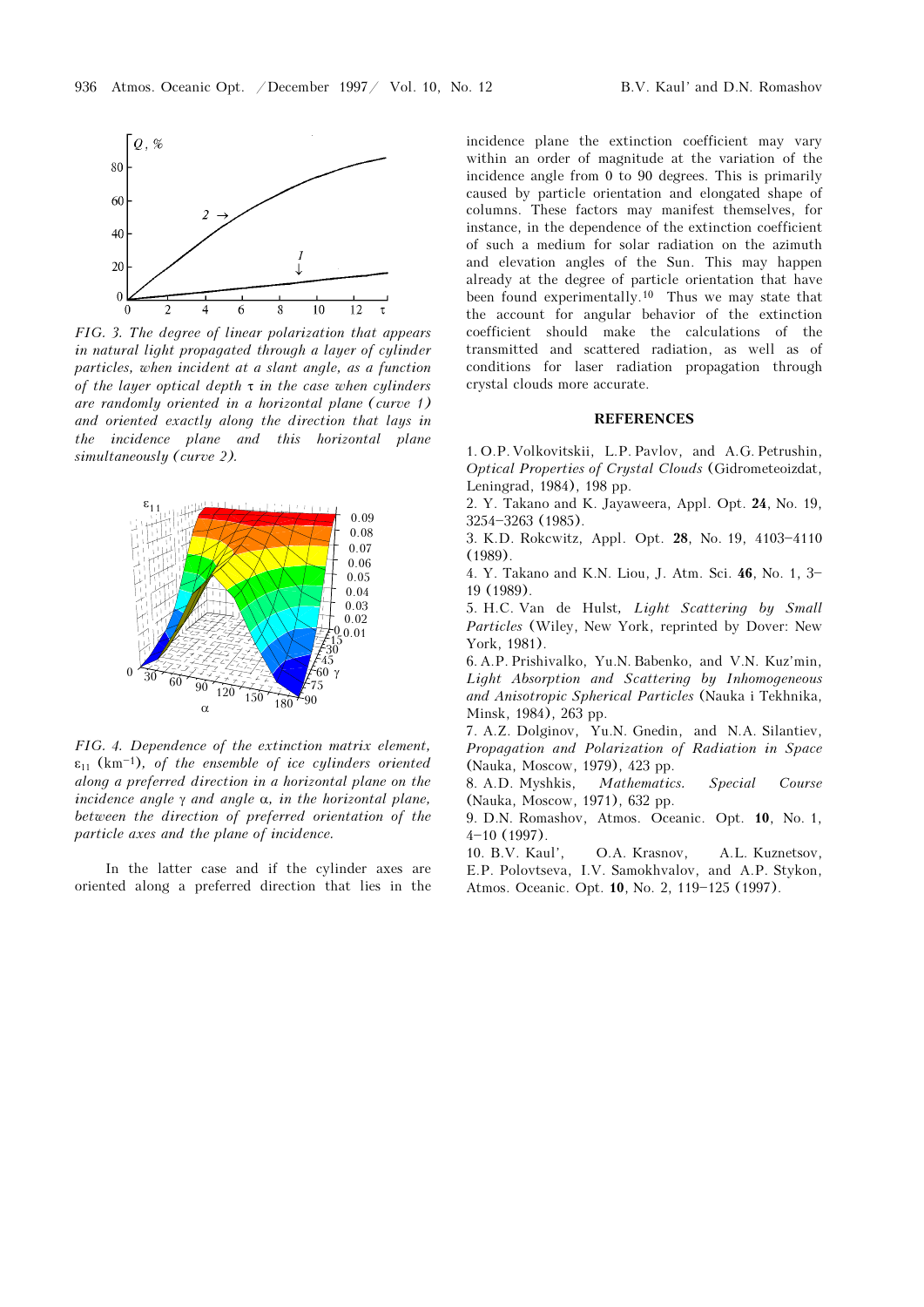Q, %

80

60

40

20

0

0 2 4 6 8 10 12 τ

2 →

1 ↓

*FIG. 3. The degree of linear polarization that appears in natural light propagated through a layer of cylinder particles, when incident at a slant angle, as a function of the layer optical depth τ in the case when cylinders are randomly oriented in a horizontal plane (curve 1) and oriented exactly along the direction that lays in the incidence plane and this horizontal plane simultaneously (curve 2).*

$\varepsilon_{11}$

0.09
0.08
0.07
0.06
0.05
0.04
0.03
0.02
0.01

0

0 15 30 45 60 γ 75 90

0 30 60 90 120 150 180

α

*FIG. 4. Dependence of the extinction matrix element, $\varepsilon_{11}$ (km$^{-1}$), of the ensemble of ice cylinders oriented along a preferred direction in a horizontal plane on the incidence angle γ and angle α, in the horizontal plane, between the direction of preferred orientation of the particle axes and the plane of incidence.*

In the latter case and if the cylinder axes are oriented along a preferred direction that lies in the incidence plane the extinction coefficient may vary within an order of magnitude at the variation of the incidence angle from 0 to 90 degrees. This is primarily caused by particle orientation and elongated shape of columns. These factors may manifest themselves, for instance, in the dependence of the extinction coefficient of such a medium for solar radiation on the azimuth and elevation angles of the Sun. This may happen already at the degree of particle orientation that have been found experimentally.[10] Thus we may state that the account for angular behavior of the extinction coefficient should make the calculations of the transmitted and scattered radiation, as well as of conditions for laser radiation propagation through crystal clouds more accurate.

## REFERENCES

1. O.P. Volkovitskii, L.P. Pavlov, and A.G. Petrushin, *Optical Properties of Crystal Clouds* (Gidrometeoizdat, Leningrad, 1984), 198 pp.
2. Y. Takano and K. Jayaweera, Appl. Opt. **24**, No. 19, 3254–3263 (1985).
3. K.D. Rokcwitz, Appl. Opt. **28**, No. 19, 4103–4110 (1989).
4. Y. Takano and K.N. Liou, J. Atm. Sci. **46**, No. 1, 3–19 (1989).
5. H.C. Van de Hulst, *Light Scattering by Small Particles* (Wiley, New York, reprinted by Dover: New York, 1981).
6. A.P. Prishivalko, Yu.N. Babenko, and V.N. Kuz'min, *Light Absorption and Scattering by Inhomogeneous and Anisotropic Spherical Particles* (Nauka i Tekhnika, Minsk, 1984), 263 pp.
7. A.Z. Dolginov, Yu.N. Gnedin, and N.A. Silantiev, *Propagation and Polarization of Radiation in Space* (Nauka, Moscow, 1979), 423 pp.
8. A.D. Myshkis, *Mathematics. Special Course* (Nauka, Moscow, 1971), 632 pp.
9. D.N. Romashov, Atmos. Oceanic. Opt. **10**, No. 1, 4–10 (1997).
10. B.V. Kaul', O.A. Krasnov, A.L. Kuznetsov, E.P. Polovtseva, I.V. Samokhvalov, and A.P. Stykon, Atmos. Oceanic. Opt. **10**, No. 2, 119–125 (1997).